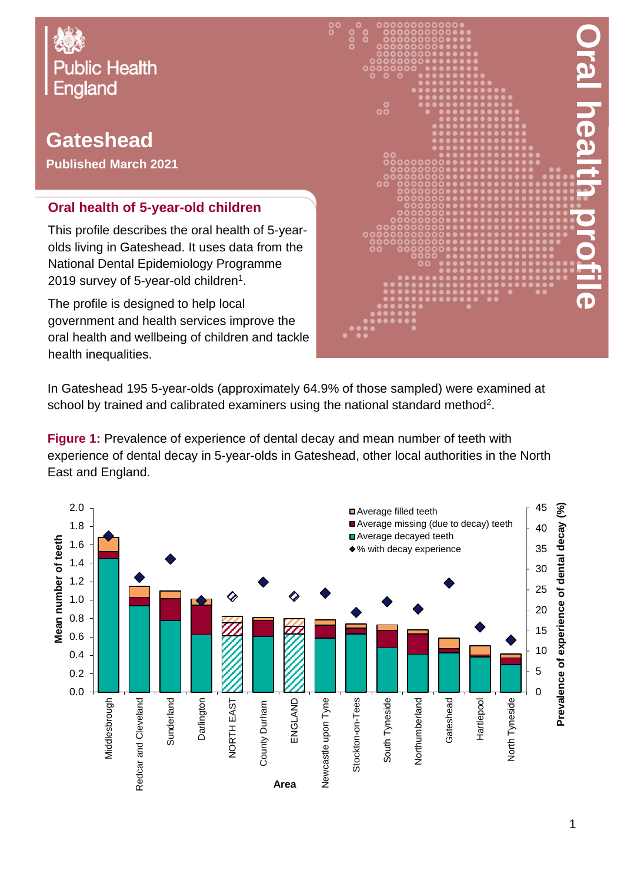Public Health England

# Gateshead

**Published March 2021**

# Oral health profile

## Oral health of 5-year-old children

This profile describes the oral health of 5-year-olds living in Gateshead. It uses data from the National Dental Epidemiology Programme 2019 survey of 5-year-old children[1].

The profile is designed to help local government and health services improve the oral health and wellbeing of children and tackle health inequalities.

In Gateshead 195 5-year-olds (approximately 64.9% of those sampled) were examined at school by trained and calibrated examiners using the national standard method[2].

**Figure 1:** Prevalence of experience of dental decay and mean number of teeth with experience of dental decay in 5-year-olds in Gateshead, other local authorities in the North East and England.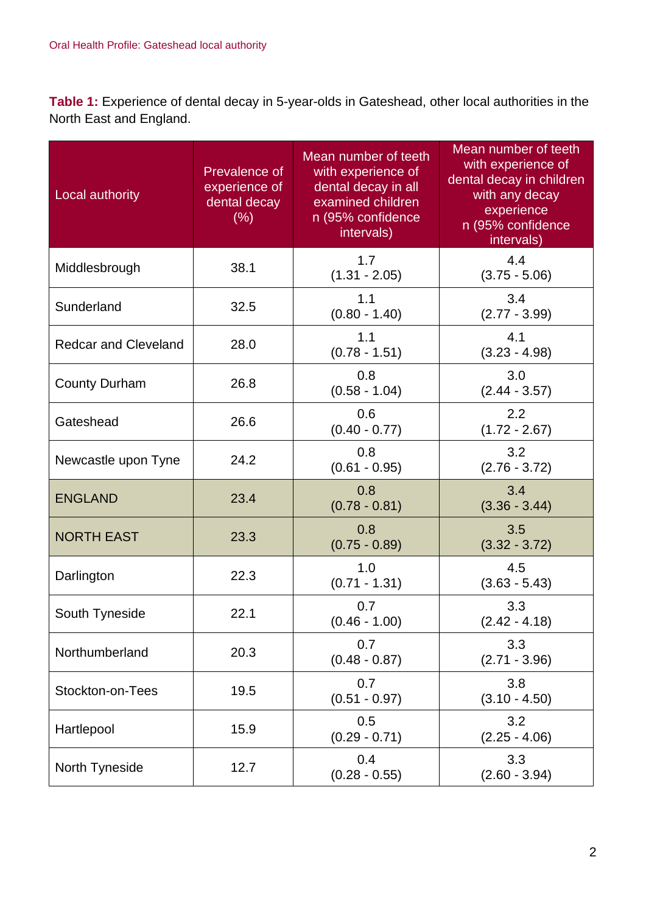**Table 1:** Experience of dental decay in 5-year-olds in Gateshead, other local authorities in the North East and England.

| Local authority | Prevalence of experience of dental decay (%) | Mean number of teeth with experience of dental decay in all examined children n (95% confidence intervals) | Mean number of teeth with experience of dental decay in children with any decay experience n (95% confidence intervals) |
|---|---|---|---|
| Middlesbrough | 38.1 | 1.7 (1.31 - 2.05) | 4.4 (3.75 - 5.06) |
| Sunderland | 32.5 | 1.1 (0.80 - 1.40) | 3.4 (2.77 - 3.99) |
| Redcar and Cleveland | 28.0 | 1.1 (0.78 - 1.51) | 4.1 (3.23 - 4.98) |
| County Durham | 26.8 | 0.8 (0.58 - 1.04) | 3.0 (2.44 - 3.57) |
| Gateshead | 26.6 | 0.6 (0.40 - 0.77) | 2.2 (1.72 - 2.67) |
| Newcastle upon Tyne | 24.2 | 0.8 (0.61 - 0.95) | 3.2 (2.76 - 3.72) |
| ENGLAND | 23.4 | 0.8 (0.78 - 0.81) | 3.4 (3.36 - 3.44) |
| NORTH EAST | 23.3 | 0.8 (0.75 - 0.89) | 3.5 (3.32 - 3.72) |
| Darlington | 22.3 | 1.0 (0.71 - 1.31) | 4.5 (3.63 - 5.43) |
| South Tyneside | 22.1 | 0.7 (0.46 - 1.00) | 3.3 (2.42 - 4.18) |
| Northumberland | 20.3 | 0.7 (0.48 - 0.87) | 3.3 (2.71 - 3.96) |
| Stockton-on-Tees | 19.5 | 0.7 (0.51 - 0.97) | 3.8 (3.10 - 4.50) |
| Hartlepool | 15.9 | 0.5 (0.29 - 0.71) | 3.2 (2.25 - 4.06) |
| North Tyneside | 12.7 | 0.4 (0.28 - 0.55) | 3.3 (2.60 - 3.94) |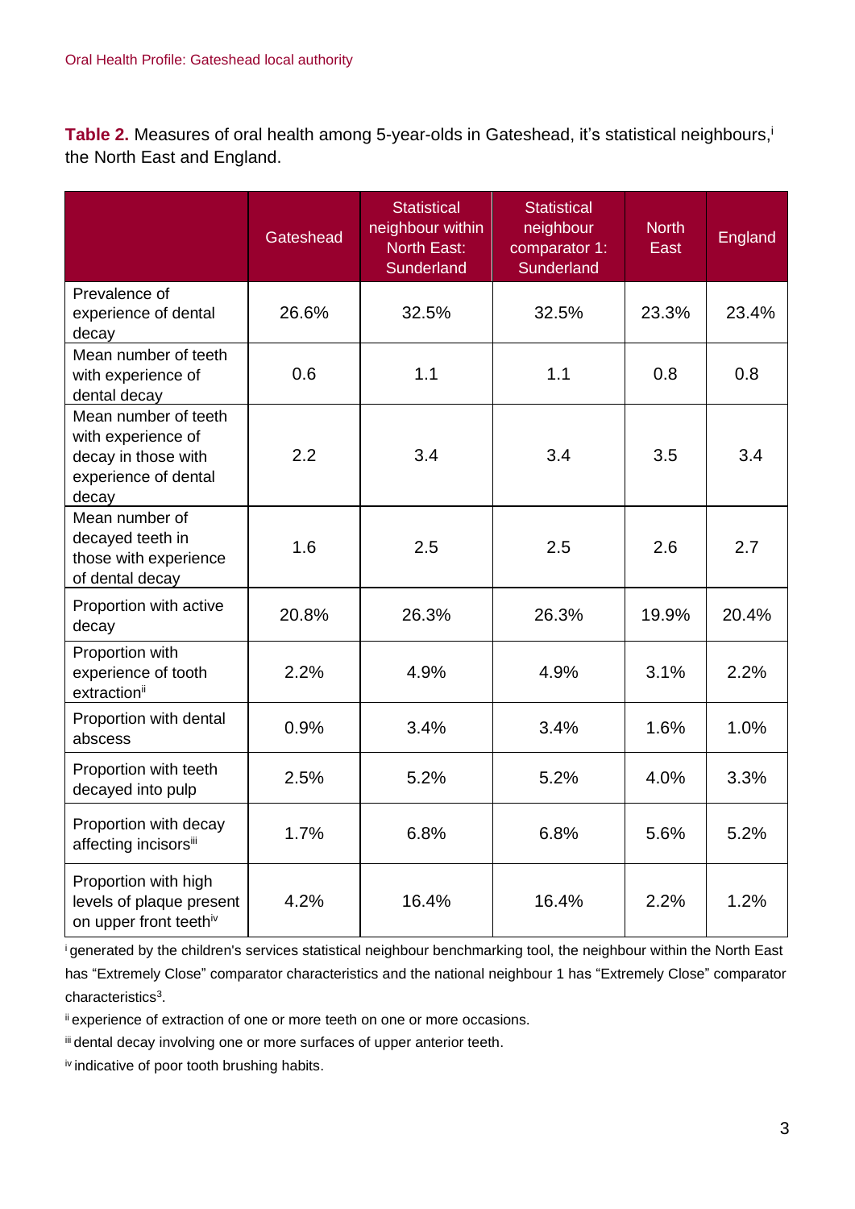**Table 2.** Measures of oral health among 5-year-olds in Gateshead, it's statistical neighbours,[i] the North East and England.

| | Gateshead | Statistical neighbour within North East: Sunderland | Statistical neighbour comparator 1: Sunderland | North East | England |
|---|---|---|---|---|---|
| Prevalence of experience of dental decay | 26.6% | 32.5% | 32.5% | 23.3% | 23.4% |
| Mean number of teeth with experience of dental decay | 0.6 | 1.1 | 1.1 | 0.8 | 0.8 |
| Mean number of teeth with experience of decay in those with experience of dental decay | 2.2 | 3.4 | 3.4 | 3.5 | 3.4 |
| Mean number of decayed teeth in those with experience of dental decay | 1.6 | 2.5 | 2.5 | 2.6 | 2.7 |
| Proportion with active decay | 20.8% | 26.3% | 26.3% | 19.9% | 20.4% |
| Proportion with experience of tooth extraction[ii] | 2.2% | 4.9% | 4.9% | 3.1% | 2.2% |
| Proportion with dental abscess | 0.9% | 3.4% | 3.4% | 1.6% | 1.0% |
| Proportion with teeth decayed into pulp | 2.5% | 5.2% | 5.2% | 4.0% | 3.3% |
| Proportion with decay affecting incisors[iii] | 1.7% | 6.8% | 6.8% | 5.6% | 5.2% |
| Proportion with high levels of plaque present on upper front teeth[iv] | 4.2% | 16.4% | 16.4% | 2.2% | 1.2% |

[i] generated by the children's services statistical neighbour benchmarking tool, the neighbour within the North East has "Extremely Close" comparator characteristics and the national neighbour 1 has "Extremely Close" comparator characteristics[3].

[ii] experience of extraction of one or more teeth on one or more occasions.

[iii] dental decay involving one or more surfaces of upper anterior teeth.

[iv] indicative of poor tooth brushing habits.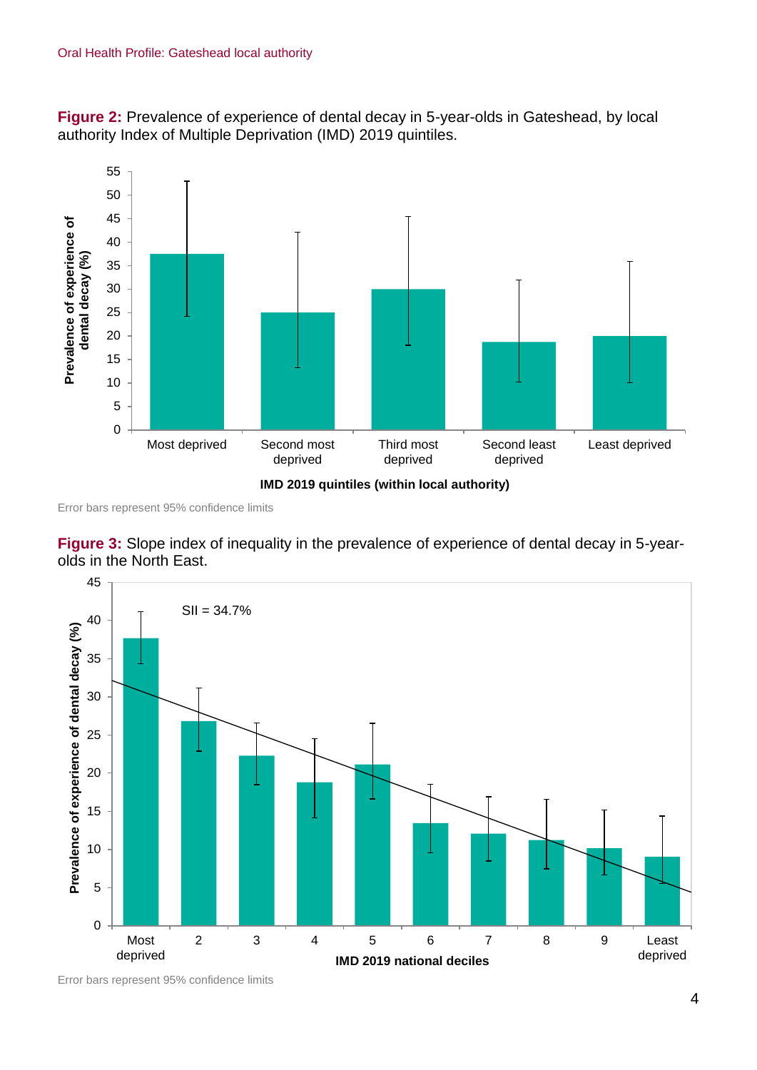**Figure 2:** Prevalence of experience of dental decay in 5-year-olds in Gateshead, by local authority Index of Multiple Deprivation (IMD) 2019 quintiles.

Error bars represent 95% confidence limits

**Figure 3:** Slope index of inequality in the prevalence of experience of dental decay in 5-year-olds in the North East.

Error bars represent 95% confidence limits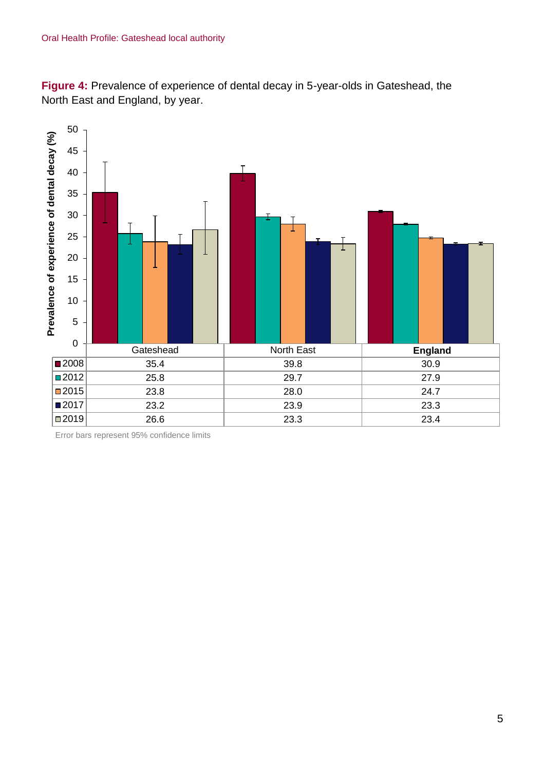**Figure 4:** Prevalence of experience of dental decay in 5-year-olds in Gateshead, the North East and England, by year.

| | Gateshead | North East | England |
|---|---|---|---|
| 2008 | 35.4 | 39.8 | 30.9 |
| 2012 | 25.8 | 29.7 | 27.9 |
| 2015 | 23.8 | 28.0 | 24.7 |
| 2017 | 23.2 | 23.9 | 23.3 |
| 2019 | 26.6 | 23.3 | 23.4 |

Error bars represent 95% confidence limits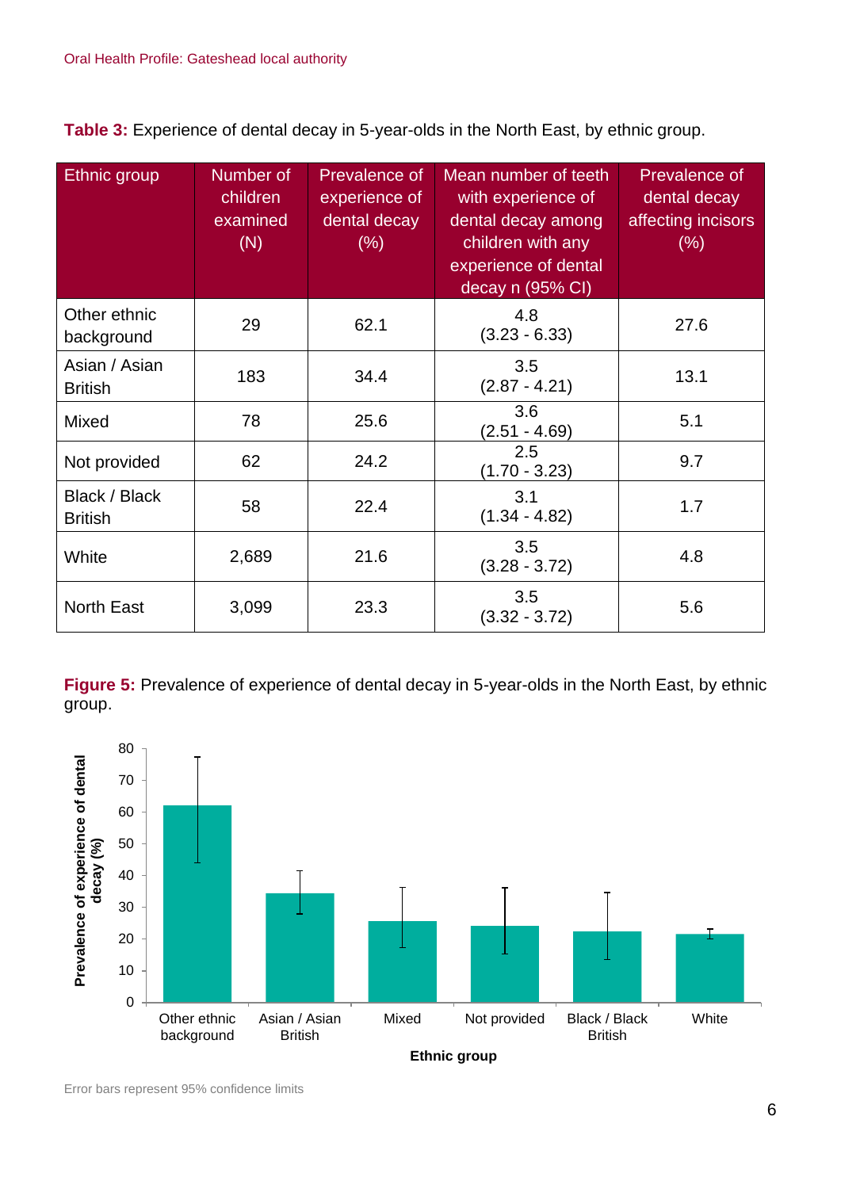**Table 3:** Experience of dental decay in 5-year-olds in the North East, by ethnic group.

| Ethnic group | Number of children examined (N) | Prevalence of experience of dental decay (%) | Mean number of teeth with experience of dental decay among children with any experience of dental decay n (95% CI) | Prevalence of dental decay affecting incisors (%) |
|---|---|---|---|---|
| Other ethnic background | 29 | 62.1 | 4.8 (3.23 - 6.33) | 27.6 |
| Asian / Asian British | 183 | 34.4 | 3.5 (2.87 - 4.21) | 13.1 |
| Mixed | 78 | 25.6 | 3.6 (2.51 - 4.69) | 5.1 |
| Not provided | 62 | 24.2 | 2.5 (1.70 - 3.23) | 9.7 |
| Black / Black British | 58 | 22.4 | 3.1 (1.34 - 4.82) | 1.7 |
| White | 2,689 | 21.6 | 3.5 (3.28 - 3.72) | 4.8 |
| North East | 3,099 | 23.3 | 3.5 (3.32 - 3.72) | 5.6 |

**Figure 5:** Prevalence of experience of dental decay in 5-year-olds in the North East, by ethnic group.

Error bars represent 95% confidence limits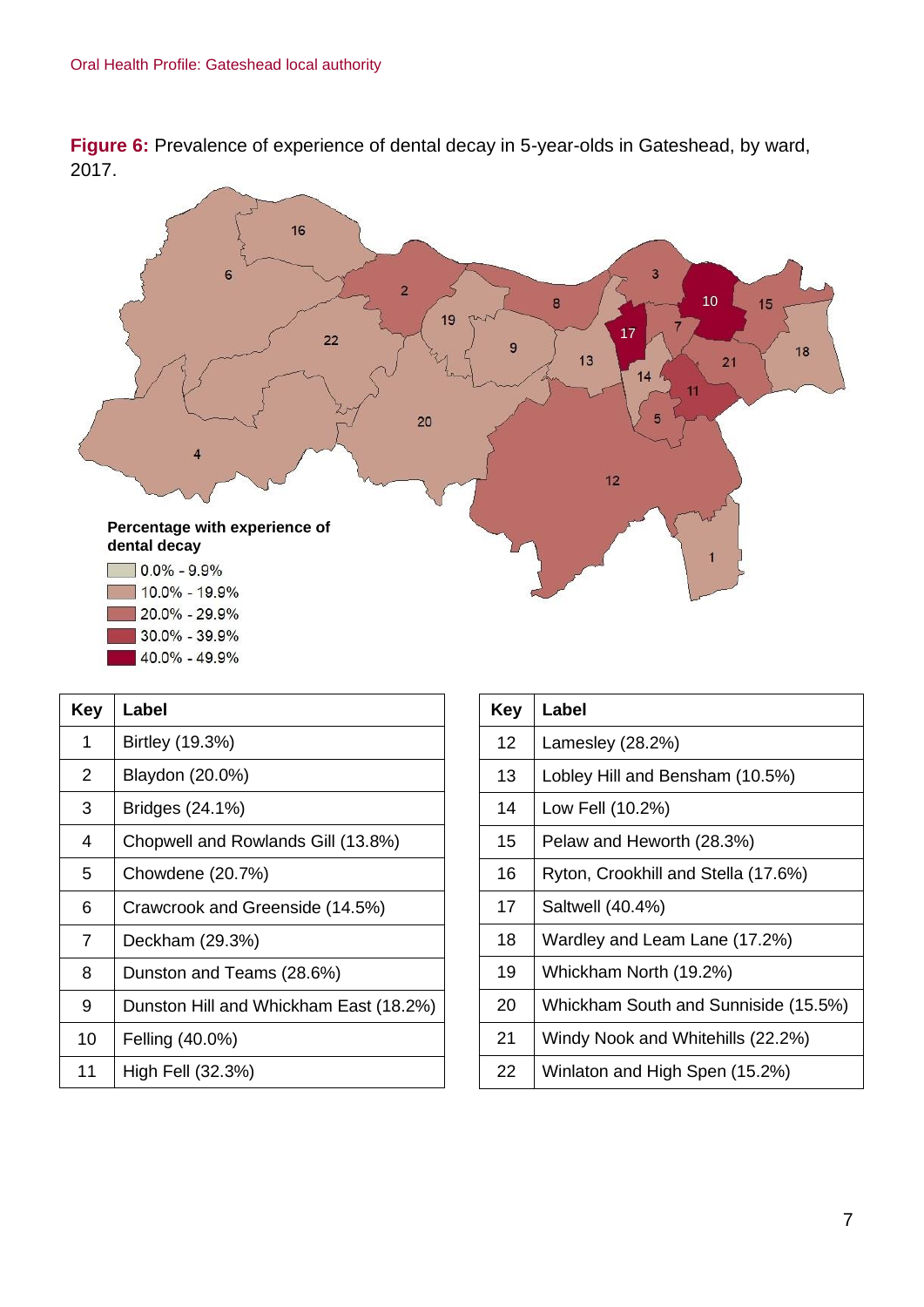**Figure 6:** Prevalence of experience of dental decay in 5-year-olds in Gateshead, by ward, 2017.

**Percentage with experience of dental decay**

- 0.0% - 9.9%
- 10.0% - 19.9%
- 20.0% - 29.9%
- 30.0% - 39.9%
- 40.0% - 49.9%

| Key | Label |
|---|---|
| 1 | Birtley (19.3%) |
| 2 | Blaydon (20.0%) |
| 3 | Bridges (24.1%) |
| 4 | Chopwell and Rowlands Gill (13.8%) |
| 5 | Chowdene (20.7%) |
| 6 | Crawcrook and Greenside (14.5%) |
| 7 | Deckham (29.3%) |
| 8 | Dunston and Teams (28.6%) |
| 9 | Dunston Hill and Whickham East (18.2%) |
| 10 | Felling (40.0%) |
| 11 | High Fell (32.3%) |

| Key | Label |
|---|---|
| 12 | Lamesley (28.2%) |
| 13 | Lobley Hill and Bensham (10.5%) |
| 14 | Low Fell (10.2%) |
| 15 | Pelaw and Heworth (28.3%) |
| 16 | Ryton, Crookhill and Stella (17.6%) |
| 17 | Saltwell (40.4%) |
| 18 | Wardley and Leam Lane (17.2%) |
| 19 | Whickham North (19.2%) |
| 20 | Whickham South and Sunniside (15.5%) |
| 21 | Windy Nook and Whitehills (22.2%) |
| 22 | Winlaton and High Spen (15.2%) |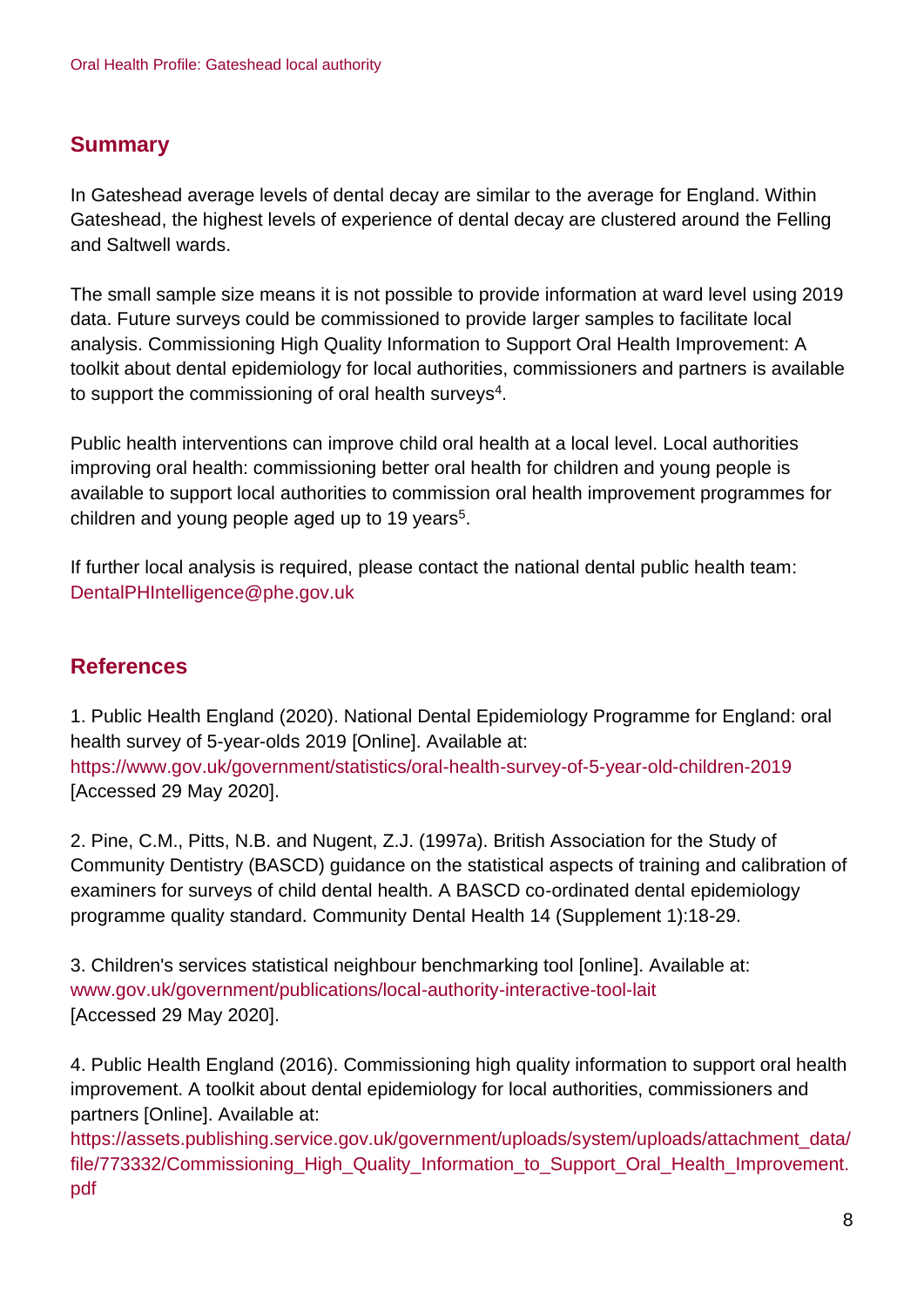## Summary

In Gateshead average levels of dental decay are similar to the average for England. Within Gateshead, the highest levels of experience of dental decay are clustered around the Felling and Saltwell wards.

The small sample size means it is not possible to provide information at ward level using 2019 data. Future surveys could be commissioned to provide larger samples to facilitate local analysis. Commissioning High Quality Information to Support Oral Health Improvement: A toolkit about dental epidemiology for local authorities, commissioners and partners is available to support the commissioning of oral health surveys[4].

Public health interventions can improve child oral health at a local level. Local authorities improving oral health: commissioning better oral health for children and young people is available to support local authorities to commission oral health improvement programmes for children and young people aged up to 19 years[5].

If further local analysis is required, please contact the national dental public health team: DentalPHIntelligence@phe.gov.uk

## References

1. Public Health England (2020). National Dental Epidemiology Programme for England: oral health survey of 5-year-olds 2019 [Online]. Available at: https://www.gov.uk/government/statistics/oral-health-survey-of-5-year-old-children-2019 [Accessed 29 May 2020].

2. Pine, C.M., Pitts, N.B. and Nugent, Z.J. (1997a). British Association for the Study of Community Dentistry (BASCD) guidance on the statistical aspects of training and calibration of examiners for surveys of child dental health. A BASCD co-ordinated dental epidemiology programme quality standard. Community Dental Health 14 (Supplement 1):18-29.

3. Children's services statistical neighbour benchmarking tool [online]. Available at: www.gov.uk/government/publications/local-authority-interactive-tool-lait [Accessed 29 May 2020].

4. Public Health England (2016). Commissioning high quality information to support oral health improvement. A toolkit about dental epidemiology for local authorities, commissioners and partners [Online]. Available at: https://assets.publishing.service.gov.uk/government/uploads/system/uploads/attachment_data/file/773332/Commissioning_High_Quality_Information_to_Support_Oral_Health_Improvement.pdf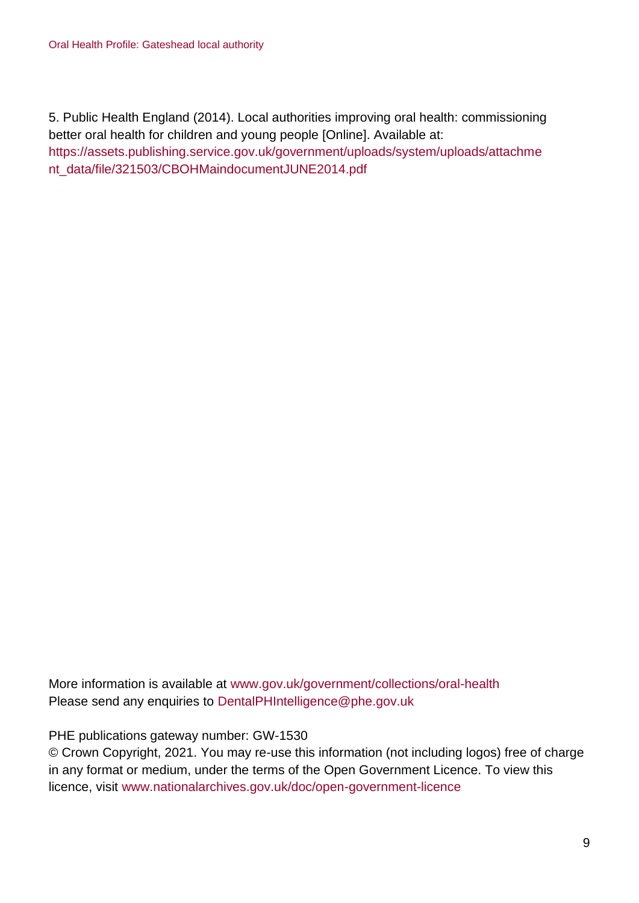5. Public Health England (2014). Local authorities improving oral health: commissioning better oral health for children and young people [Online]. Available at: https://assets.publishing.service.gov.uk/government/uploads/system/uploads/attachment_data/file/321503/CBOHMaindocumentJUNE2014.pdf

More information is available at www.gov.uk/government/collections/oral-health
Please send any enquiries to DentalPHIntelligence@phe.gov.uk

PHE publications gateway number: GW-1530
© Crown Copyright, 2021. You may re-use this information (not including logos) free of charge in any format or medium, under the terms of the Open Government Licence. To view this licence, visit www.nationalarchives.gov.uk/doc/open-government-licence